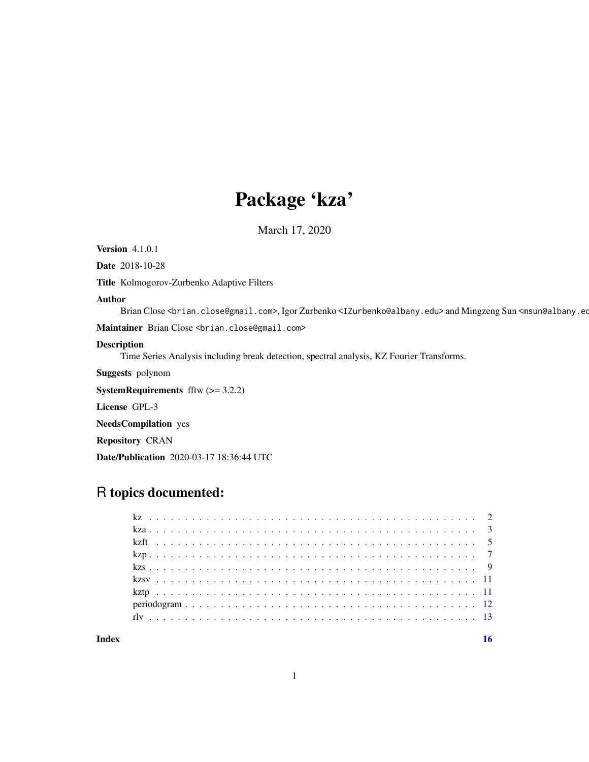# Package 'kza'

March 17, 2020

**Version** 4.1.0.1

**Date** 2018-10-28

**Title** Kolmogorov-Zurbenko Adaptive Filters

**Author** Brian Close <brian.close@gmail.com>, Igor Zurbenko <IZurbenko@albany.edu> and Mingzeng Sun <msun@albany.ed

**Maintainer** Brian Close <brian.close@gmail.com>

**Description** Time Series Analysis including break detection, spectral analysis, KZ Fourier Transforms.

**Suggests** polynom

**SystemRequirements** fftw (>= 3.2.2)

**License** GPL-3

**NeedsCompilation** yes

**Repository** CRAN

**Date/Publication** 2020-03-17 18:36:44 UTC

## R topics documented:

| | |
|---|---|
| kz | 2 |
| kza | 3 |
| kzft | 5 |
| kzp | 7 |
| kzs | 9 |
| kzsv | 11 |
| kztp | 11 |
| periodogram | 12 |
| rlv | 13 |
| **Index** | **16** |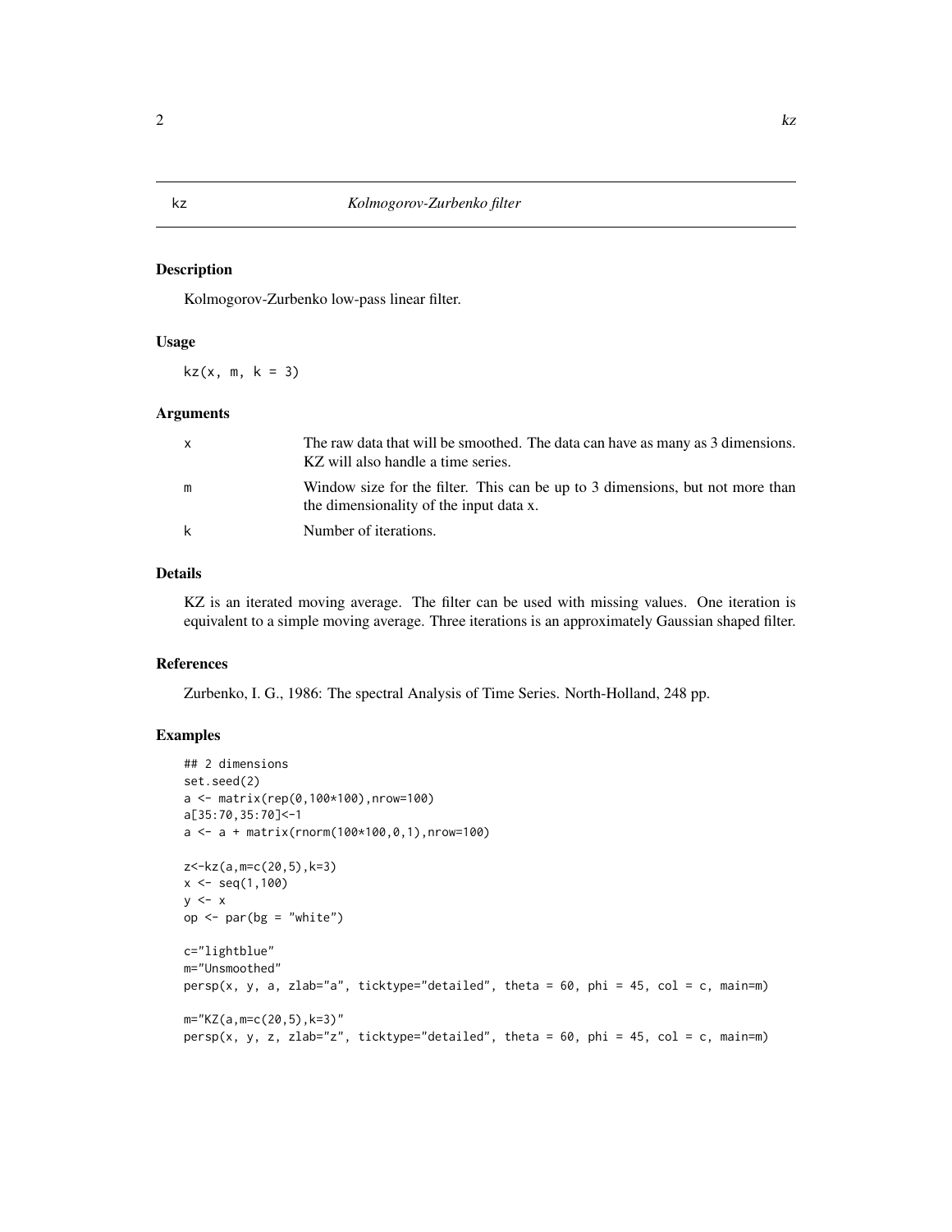# kz — *Kolmogorov-Zurbenko filter*

## Description

Kolmogorov-Zurbenko low-pass linear filter.

## Usage

```
kz(x, m, k = 3)
```

## Arguments

| | |
|---|---|
| x | The raw data that will be smoothed. The data can have as many as 3 dimensions. KZ will also handle a time series. |
| m | Window size for the filter. This can be up to 3 dimensions, but not more than the dimensionality of the input data x. |
| k | Number of iterations. |

## Details

KZ is an iterated moving average. The filter can be used with missing values. One iteration is equivalent to a simple moving average. Three iterations is an approximately Gaussian shaped filter.

## References

Zurbenko, I. G., 1986: The spectral Analysis of Time Series. North-Holland, 248 pp.

## Examples

```
## 2 dimensions
set.seed(2)
a <- matrix(rep(0,100*100),nrow=100)
a[35:70,35:70]<-1
a <- a + matrix(rnorm(100*100,0,1),nrow=100)

z<-kz(a,m=c(20,5),k=3)
x <- seq(1,100)
y <- x
op <- par(bg = "white")

c="lightblue"
m="Unsmoothed"
persp(x, y, a, zlab="a", ticktype="detailed", theta = 60, phi = 45, col = c, main=m)

m="KZ(a,m=c(20,5),k=3)"
persp(x, y, z, zlab="z", ticktype="detailed", theta = 60, phi = 45, col = c, main=m)
```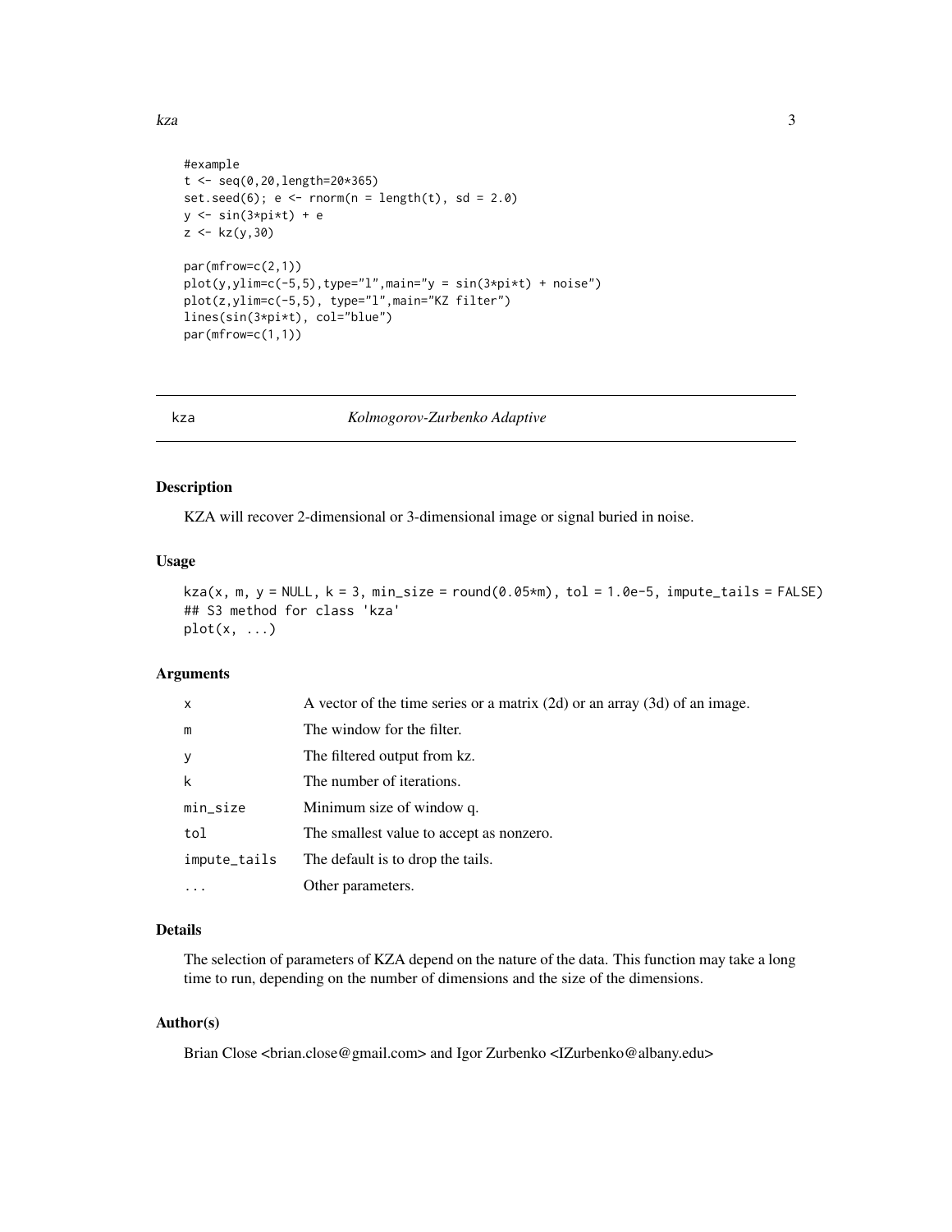```
#example
t <- seq(0,20,length=20*365)
set.seed(6); e <- rnorm(n = length(t), sd = 2.0)
y <- sin(3*pi*t) + e
z <- kz(y,30)

par(mfrow=c(2,1))
plot(y,ylim=c(-5,5),type="l",main="y = sin(3*pi*t) + noise")
plot(z,ylim=c(-5,5), type="l",main="KZ filter")
lines(sin(3*pi*t), col="blue")
par(mfrow=c(1,1))
```

## kza — *Kolmogorov-Zurbenko Adaptive*

### Description

KZA will recover 2-dimensional or 3-dimensional image or signal buried in noise.

### Usage

```
kza(x, m, y = NULL, k = 3, min_size = round(0.05*m), tol = 1.0e-5, impute_tails = FALSE)
## S3 method for class 'kza'
plot(x, ...)
```

### Arguments

| | |
|---|---|
| x | A vector of the time series or a matrix (2d) or an array (3d) of an image. |
| m | The window for the filter. |
| y | The filtered output from kz. |
| k | The number of iterations. |
| min_size | Minimum size of window q. |
| tol | The smallest value to accept as nonzero. |
| impute_tails | The default is to drop the tails. |
| ... | Other parameters. |

### Details

The selection of parameters of KZA depend on the nature of the data. This function may take a long time to run, depending on the number of dimensions and the size of the dimensions.

### Author(s)

Brian Close <brian.close@gmail.com> and Igor Zurbenko <IZurbenko@albany.edu>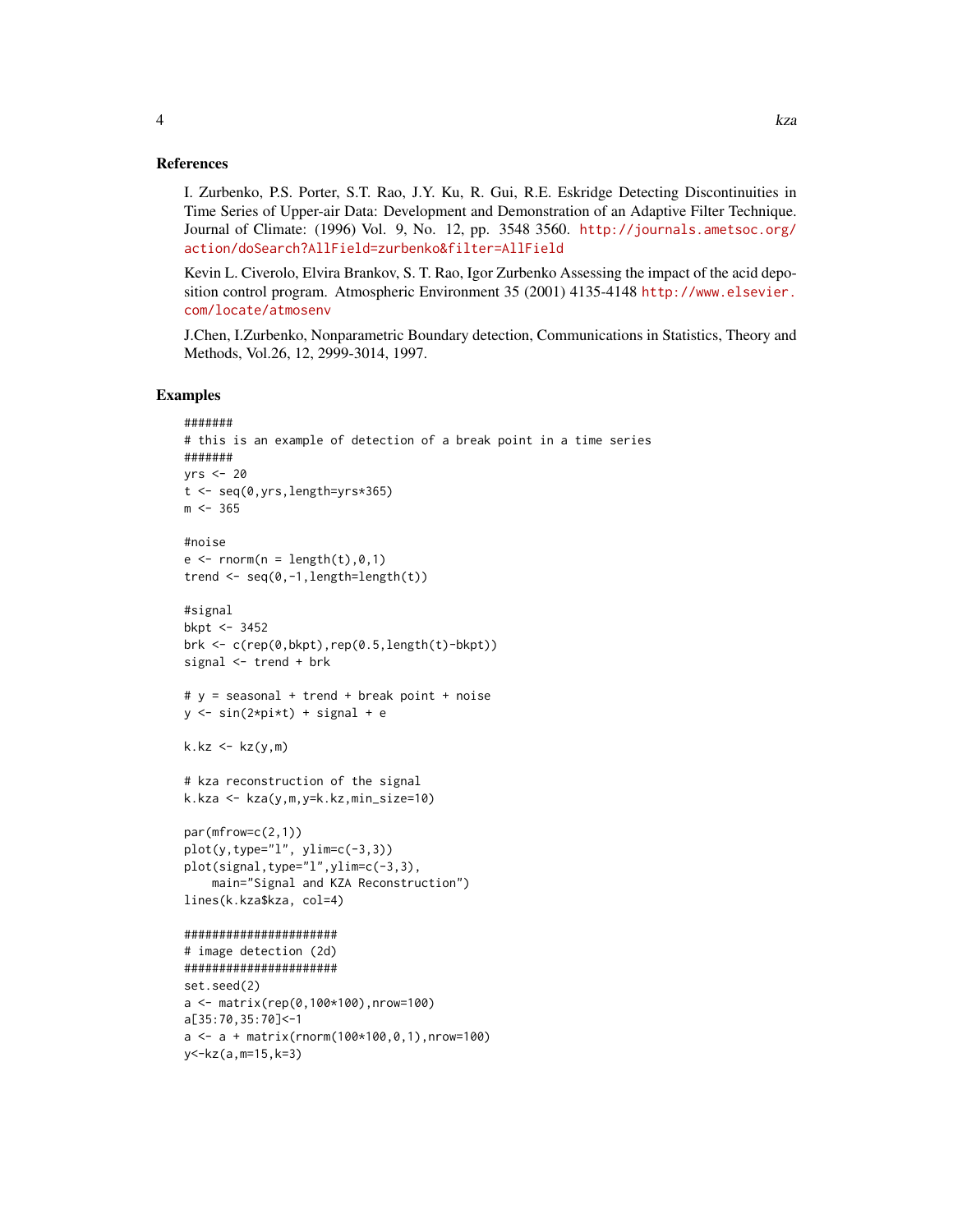## References

I. Zurbenko, P.S. Porter, S.T. Rao, J.Y. Ku, R. Gui, R.E. Eskridge Detecting Discontinuities in Time Series of Upper-air Data: Development and Demonstration of an Adaptive Filter Technique. Journal of Climate: (1996) Vol. 9, No. 12, pp. 3548 3560. http://journals.ametsoc.org/action/doSearch?AllField=zurbenko&filter=AllField

Kevin L. Civerolo, Elvira Brankov, S. T. Rao, Igor Zurbenko Assessing the impact of the acid deposition control program. Atmospheric Environment 35 (2001) 4135-4148 http://www.elsevier.com/locate/atmosenv

J.Chen, I.Zurbenko, Nonparametric Boundary detection, Communications in Statistics, Theory and Methods, Vol.26, 12, 2999-3014, 1997.

## Examples

```
#######
# this is an example of detection of a break point in a time series
#######
yrs <- 20
t <- seq(0,yrs,length=yrs*365)
m <- 365

#noise
e <- rnorm(n = length(t),0,1)
trend <- seq(0,-1,length=length(t))

#signal
bkpt <- 3452
brk <- c(rep(0,bkpt),rep(0.5,length(t)-bkpt))
signal <- trend + brk

# y = seasonal + trend + break point + noise
y <- sin(2*pi*t) + signal + e

k.kz <- kz(y,m)

# kza reconstruction of the signal
k.kza <- kza(y,m,y=k.kz,min_size=10)

par(mfrow=c(2,1))
plot(y,type="l", ylim=c(-3,3))
plot(signal,type="l",ylim=c(-3,3),
    main="Signal and KZA Reconstruction")
lines(k.kza$kza, col=4)

######################
# image detection (2d)
######################
set.seed(2)
a <- matrix(rep(0,100*100),nrow=100)
a[35:70,35:70]<-1
a <- a + matrix(rnorm(100*100,0,1),nrow=100)
y<-kz(a,m=15,k=3)
```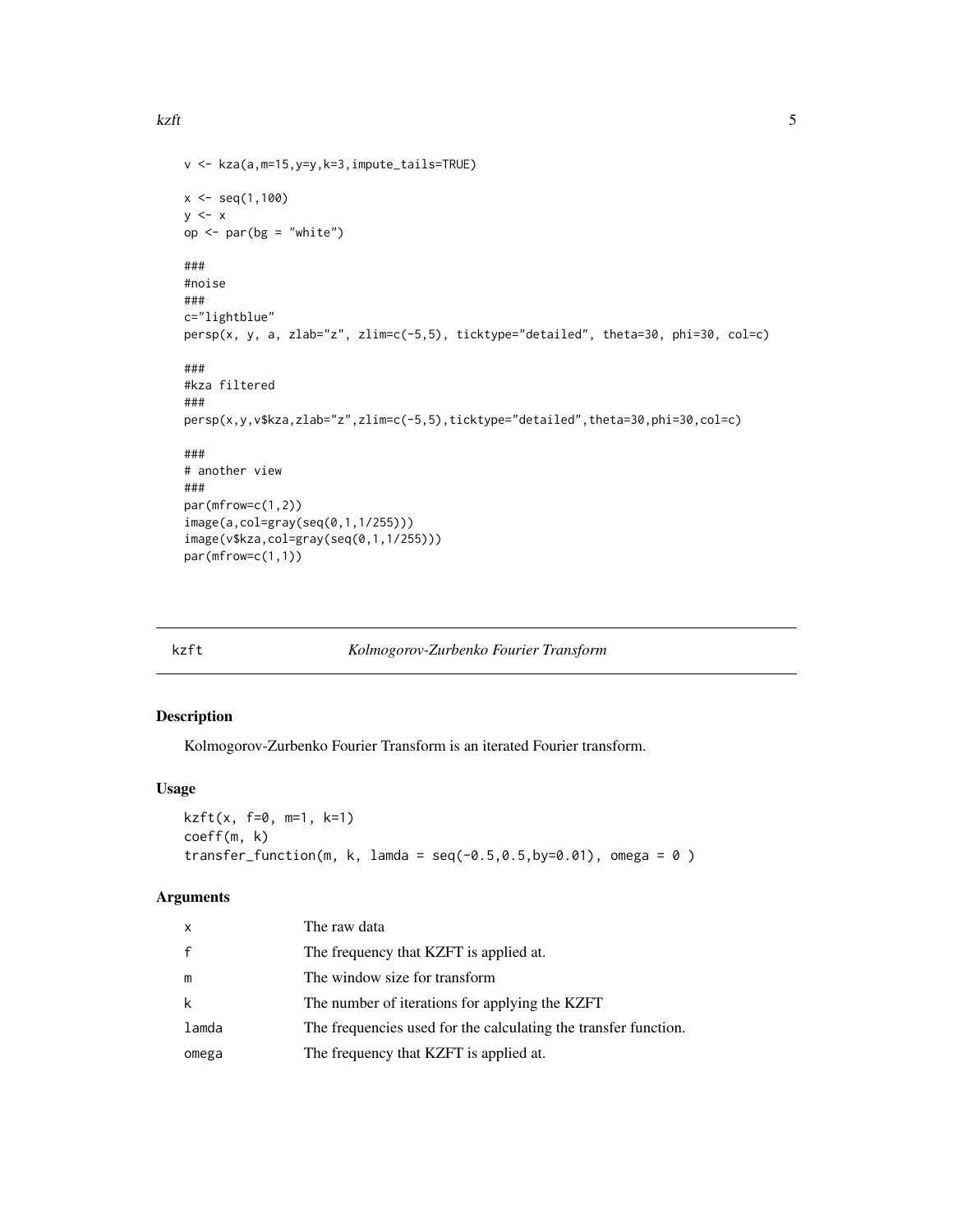```
v <- kza(a,m=15,y=y,k=3,impute_tails=TRUE)

x <- seq(1,100)
y <- x
op <- par(bg = "white")

###
#noise
###
c="lightblue"
persp(x, y, a, zlab="z", zlim=c(-5,5), ticktype="detailed", theta=30, phi=30, col=c)

###
#kza filtered
###
persp(x,y,v$kza,zlab="z",zlim=c(-5,5),ticktype="detailed",theta=30,phi=30,col=c)

###
# another view
###
par(mfrow=c(1,2))
image(a,col=gray(seq(0,1,1/255)))
image(v$kza,col=gray(seq(0,1,1/255)))
par(mfrow=c(1,1))
```

---

## kzft — *Kolmogorov-Zurbenko Fourier Transform*

### Description

Kolmogorov-Zurbenko Fourier Transform is an iterated Fourier transform.

### Usage

```
kzft(x, f=0, m=1, k=1)
coeff(m, k)
transfer_function(m, k, lamda = seq(-0.5,0.5,by=0.01), omega = 0 )
```

### Arguments

| | |
|---|---|
| x | The raw data |
| f | The frequency that KZFT is applied at. |
| m | The window size for transform |
| k | The number of iterations for applying the KZFT |
| lamda | The frequencies used for the calculating the transfer function. |
| omega | The frequency that KZFT is applied at. |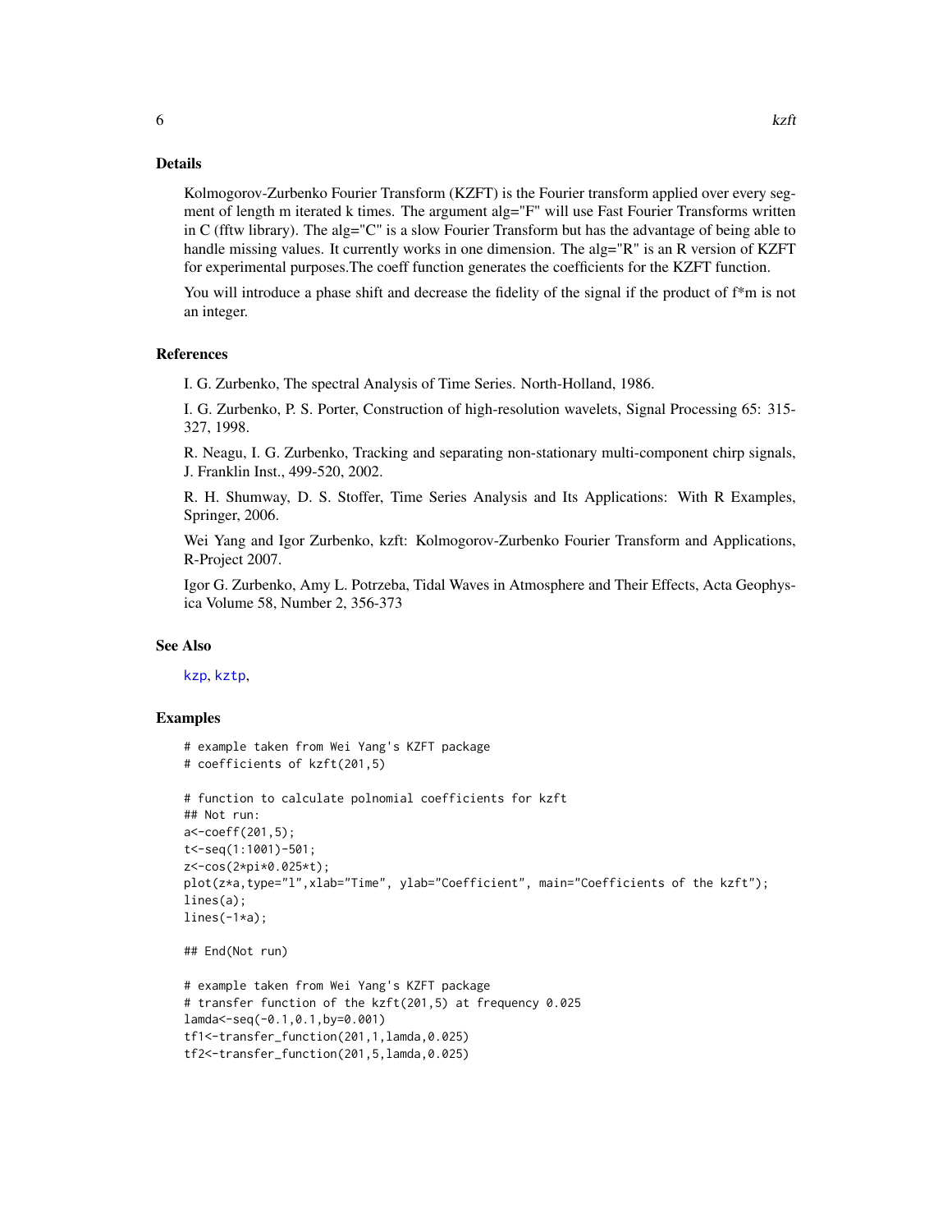## Details

Kolmogorov-Zurbenko Fourier Transform (KZFT) is the Fourier transform applied over every segment of length m iterated k times. The argument alg="F" will use Fast Fourier Transforms written in C (fftw library). The alg="C" is a slow Fourier Transform but has the advantage of being able to handle missing values. It currently works in one dimension. The alg="R" is an R version of KZFT for experimental purposes.The coeff function generates the coefficients for the KZFT function.

You will introduce a phase shift and decrease the fidelity of the signal if the product of f*m is not an integer.

## References

I. G. Zurbenko, The spectral Analysis of Time Series. North-Holland, 1986.

I. G. Zurbenko, P. S. Porter, Construction of high-resolution wavelets, Signal Processing 65: 315-327, 1998.

R. Neagu, I. G. Zurbenko, Tracking and separating non-stationary multi-component chirp signals, J. Franklin Inst., 499-520, 2002.

R. H. Shumway, D. S. Stoffer, Time Series Analysis and Its Applications: With R Examples, Springer, 2006.

Wei Yang and Igor Zurbenko, kzft: Kolmogorov-Zurbenko Fourier Transform and Applications, R-Project 2007.

Igor G. Zurbenko, Amy L. Potrzeba, Tidal Waves in Atmosphere and Their Effects, Acta Geophysica Volume 58, Number 2, 356-373

## See Also

kzp, kztp,

## Examples

```
# example taken from Wei Yang's KZFT package
# coefficients of kzft(201,5)

# function to calculate polnomial coefficients for kzft
## Not run:
a<-coeff(201,5);
t<-seq(1:1001)-501;
z<-cos(2*pi*0.025*t);
plot(z*a,type="l",xlab="Time", ylab="Coefficient", main="Coefficients of the kzft");
lines(a);
lines(-1*a);

## End(Not run)

# example taken from Wei Yang's KZFT package
# transfer function of the kzft(201,5) at frequency 0.025
lamda<-seq(-0.1,0.1,by=0.001)
tf1<-transfer_function(201,1,lamda,0.025)
tf2<-transfer_function(201,5,lamda,0.025)
```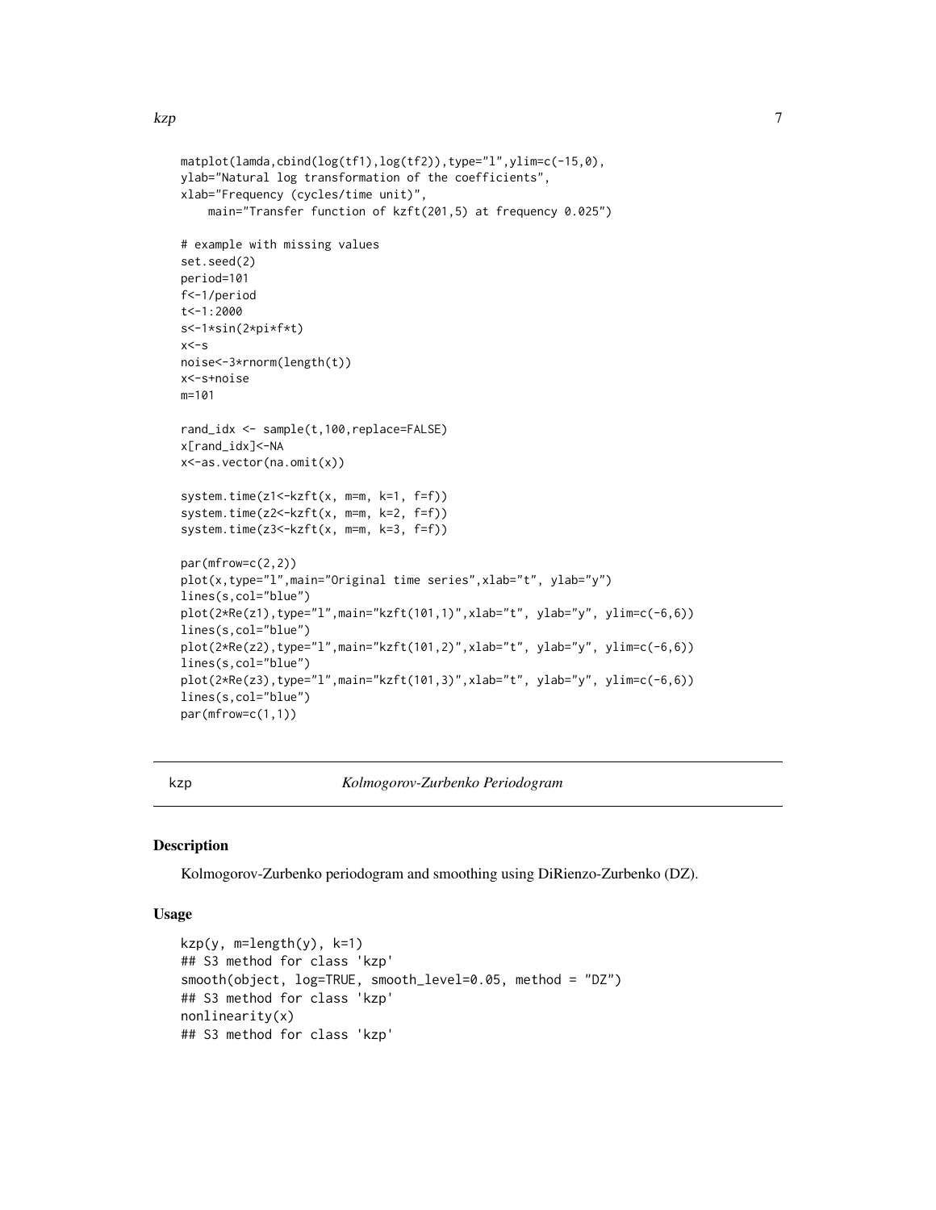```
matplot(lamda,cbind(log(tf1),log(tf2)),type="l",ylim=c(-15,0),
ylab="Natural log transformation of the coefficients",
xlab="Frequency (cycles/time unit)",
    main="Transfer function of kzft(201,5) at frequency 0.025")

# example with missing values
set.seed(2)
period=101
f<-1/period
t<-1:2000
s<-1*sin(2*pi*f*t)
x<-s
noise<-3*rnorm(length(t))
x<-s+noise
m=101

rand_idx <- sample(t,100,replace=FALSE)
x[rand_idx]<-NA
x<-as.vector(na.omit(x))

system.time(z1<-kzft(x, m=m, k=1, f=f))
system.time(z2<-kzft(x, m=m, k=2, f=f))
system.time(z3<-kzft(x, m=m, k=3, f=f))

par(mfrow=c(2,2))
plot(x,type="l",main="Original time series",xlab="t", ylab="y")
lines(s,col="blue")
plot(2*Re(z1),type="l",main="kzft(101,1)",xlab="t", ylab="y", ylim=c(-6,6))
lines(s,col="blue")
plot(2*Re(z2),type="l",main="kzft(101,2)",xlab="t", ylab="y", ylim=c(-6,6))
lines(s,col="blue")
plot(2*Re(z3),type="l",main="kzft(101,3)",xlab="t", ylab="y", ylim=c(-6,6))
lines(s,col="blue")
par(mfrow=c(1,1))
```

## kzp — *Kolmogorov-Zurbenko Periodogram*

### Description

Kolmogorov-Zurbenko periodogram and smoothing using DiRienzo-Zurbenko (DZ).

### Usage

```
kzp(y, m=length(y), k=1)
## S3 method for class 'kzp'
smooth(object, log=TRUE, smooth_level=0.05, method = "DZ")
## S3 method for class 'kzp'
nonlinearity(x)
## S3 method for class 'kzp'
```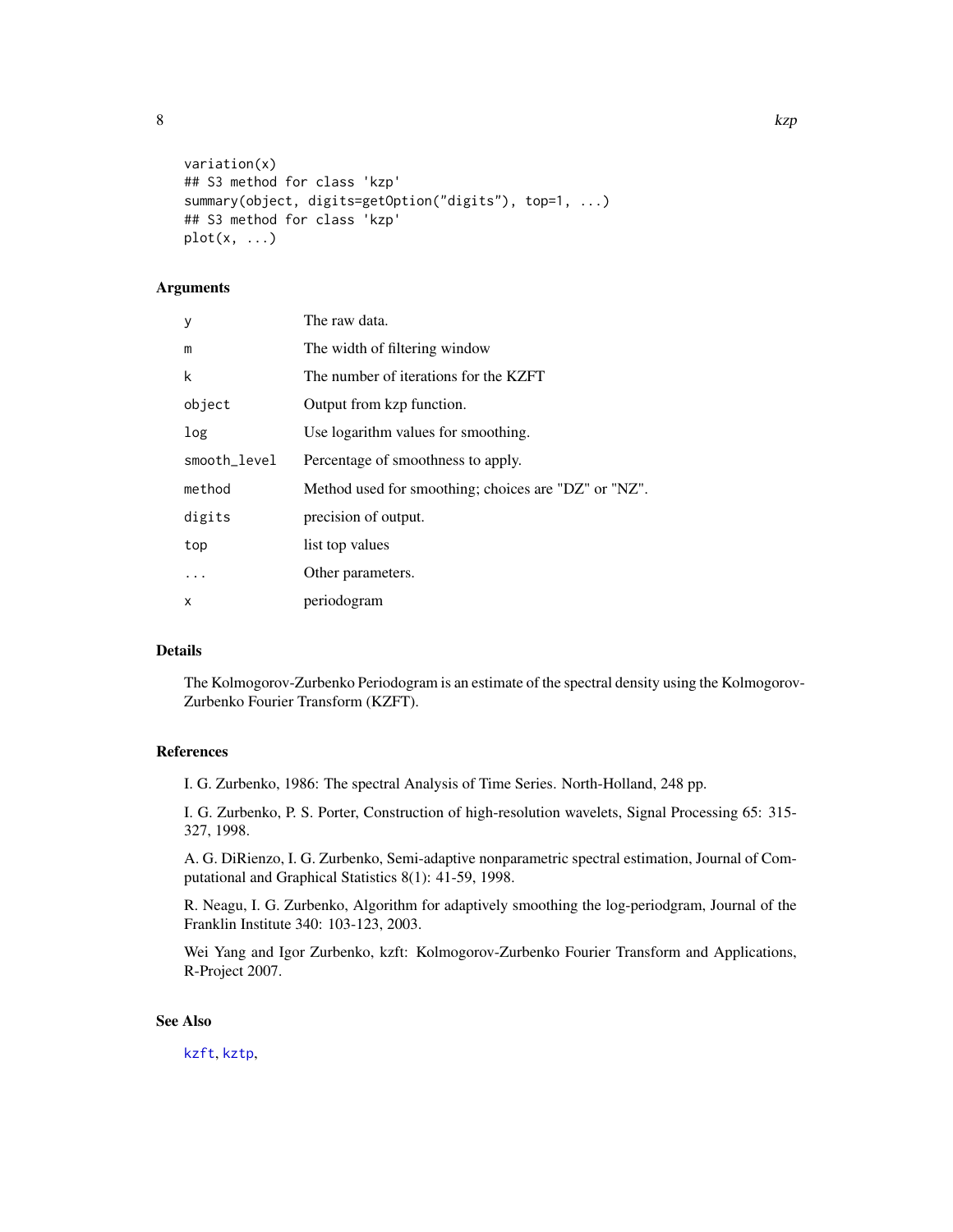```
variation(x)
## S3 method for class 'kzp'
summary(object, digits=getOption("digits"), top=1, ...)
## S3 method for class 'kzp'
plot(x, ...)
```

### Arguments

| | |
|---|---|
| `y` | The raw data. |
| `m` | The width of filtering window |
| `k` | The number of iterations for the KZFT |
| `object` | Output from kzp function. |
| `log` | Use logarithm values for smoothing. |
| `smooth_level` | Percentage of smoothness to apply. |
| `method` | Method used for smoothing; choices are "DZ" or "NZ". |
| `digits` | precision of output. |
| `top` | list top values |
| `...` | Other parameters. |
| `x` | periodogram |

### Details

The Kolmogorov-Zurbenko Periodogram is an estimate of the spectral density using the Kolmogorov-Zurbenko Fourier Transform (KZFT).

### References

I. G. Zurbenko, 1986: The spectral Analysis of Time Series. North-Holland, 248 pp.

I. G. Zurbenko, P. S. Porter, Construction of high-resolution wavelets, Signal Processing 65: 315-327, 1998.

A. G. DiRienzo, I. G. Zurbenko, Semi-adaptive nonparametric spectral estimation, Journal of Computational and Graphical Statistics 8(1): 41-59, 1998.

R. Neagu, I. G. Zurbenko, Algorithm for adaptively smoothing the log-periodgram, Journal of the Franklin Institute 340: 103-123, 2003.

Wei Yang and Igor Zurbenko, kzft: Kolmogorov-Zurbenko Fourier Transform and Applications, R-Project 2007.

### See Also

`kzft`, `kztp`,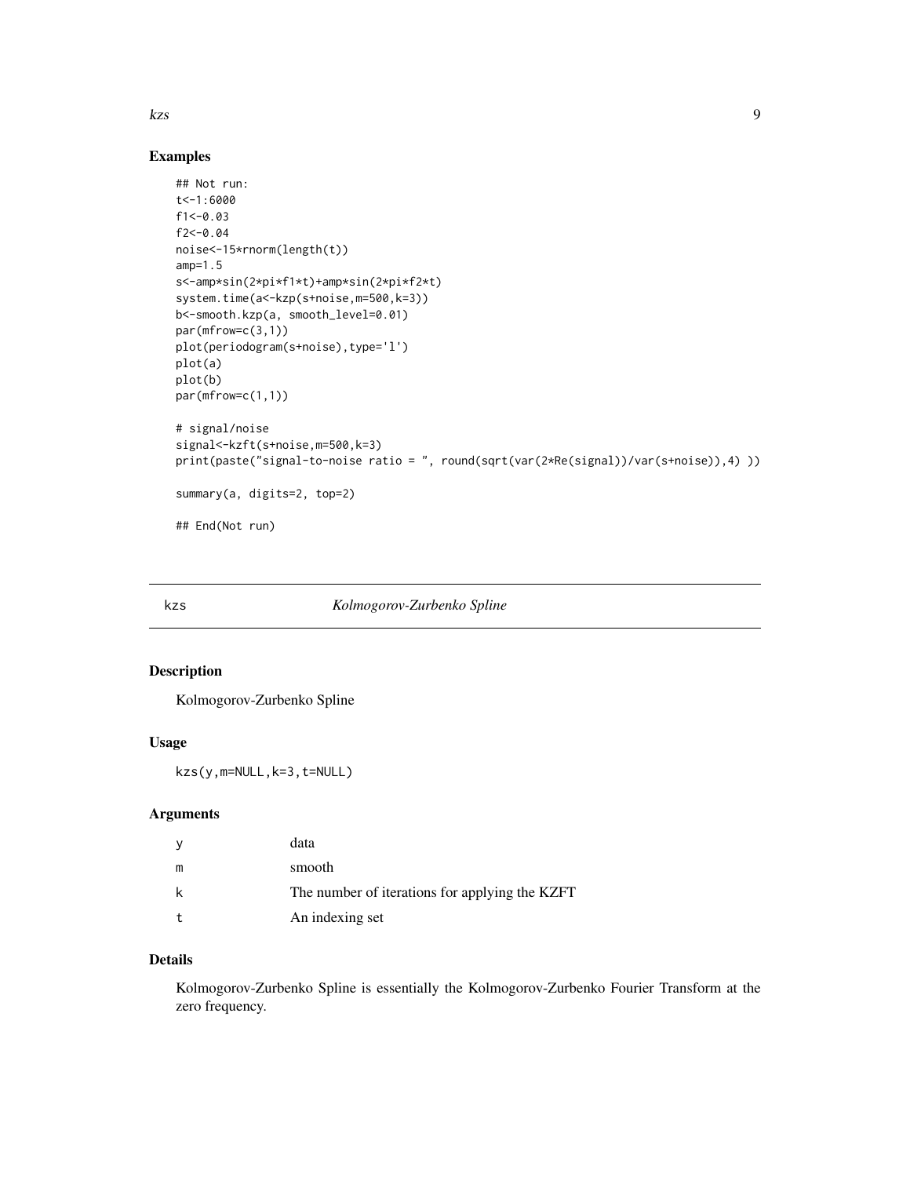### Examples

```
## Not run:
t<-1:6000
f1<-0.03
f2<-0.04
noise<-15*rnorm(length(t))
amp=1.5
s<-amp*sin(2*pi*f1*t)+amp*sin(2*pi*f2*t)
system.time(a<-kzp(s+noise,m=500,k=3))
b<-smooth.kzp(a, smooth_level=0.01)
par(mfrow=c(3,1))
plot(periodogram(s+noise),type='l')
plot(a)
plot(b)
par(mfrow=c(1,1))

# signal/noise
signal<-kzft(s+noise,m=500,k=3)
print(paste("signal-to-noise ratio = ", round(sqrt(var(2*Re(signal))/var(s+noise)),4) ))

summary(a, digits=2, top=2)

## End(Not run)
```

---

## kzs — *Kolmogorov-Zurbenko Spline*

### Description

Kolmogorov-Zurbenko Spline

### Usage

```
kzs(y,m=NULL,k=3,t=NULL)
```

### Arguments

| | |
|---|---|
| y | data |
| m | smooth |
| k | The number of iterations for applying the KZFT |
| t | An indexing set |

### Details

Kolmogorov-Zurbenko Spline is essentially the Kolmogorov-Zurbenko Fourier Transform at the zero frequency.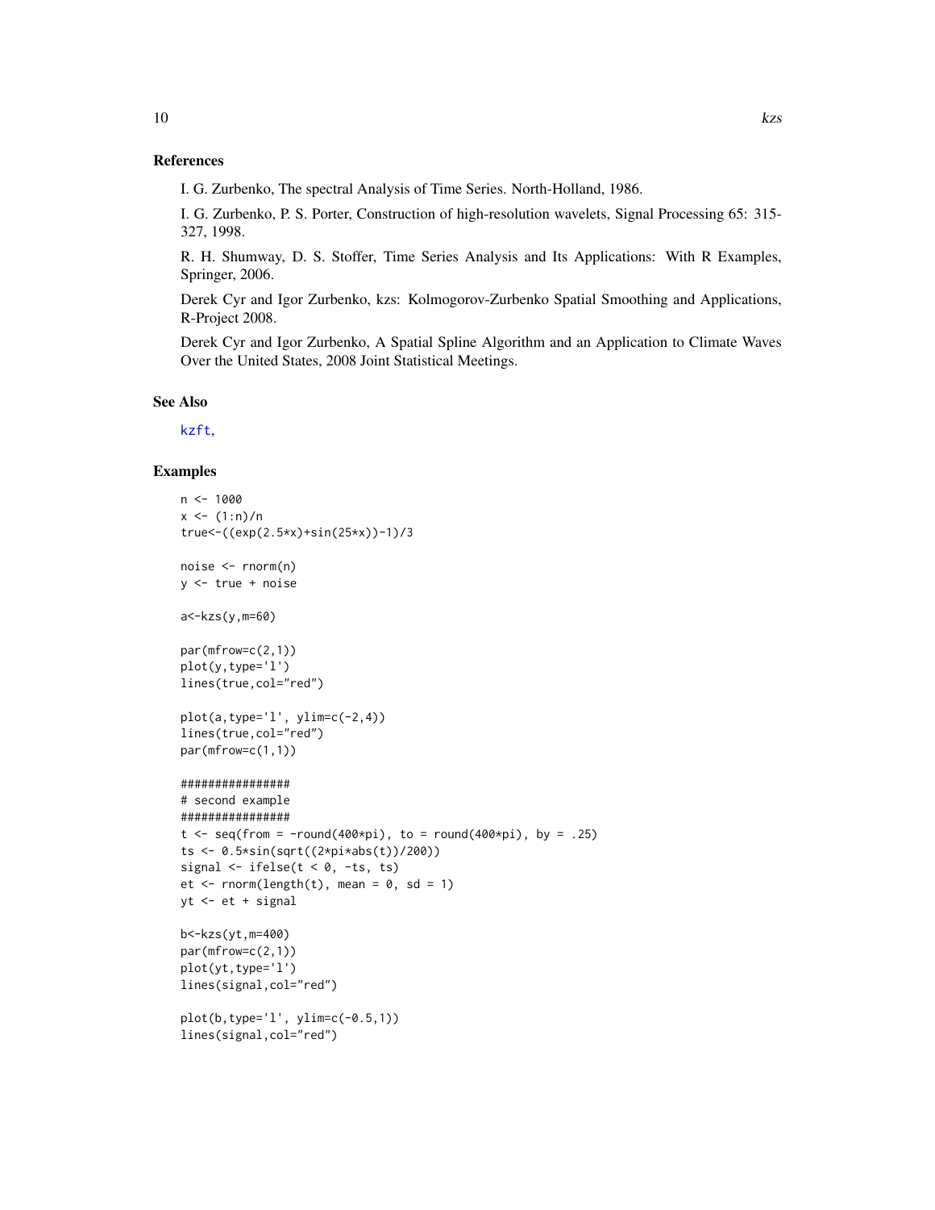### References

I. G. Zurbenko, The spectral Analysis of Time Series. North-Holland, 1986.

I. G. Zurbenko, P. S. Porter, Construction of high-resolution wavelets, Signal Processing 65: 315-327, 1998.

R. H. Shumway, D. S. Stoffer, Time Series Analysis and Its Applications: With R Examples, Springer, 2006.

Derek Cyr and Igor Zurbenko, kzs: Kolmogorov-Zurbenko Spatial Smoothing and Applications, R-Project 2008.

Derek Cyr and Igor Zurbenko, A Spatial Spline Algorithm and an Application to Climate Waves Over the United States, 2008 Joint Statistical Meetings.

### See Also

kzft,

### Examples

```
n <- 1000
x <- (1:n)/n
true<-((exp(2.5*x)+sin(25*x))-1)/3

noise <- rnorm(n)
y <- true + noise

a<-kzs(y,m=60)

par(mfrow=c(2,1))
plot(y,type='l')
lines(true,col="red")

plot(a,type='l', ylim=c(-2,4))
lines(true,col="red")
par(mfrow=c(1,1))

################
# second example
################
t <- seq(from = -round(400*pi), to = round(400*pi), by = .25)
ts <- 0.5*sin(sqrt((2*pi*abs(t))/200))
signal <- ifelse(t < 0, -ts, ts)
et <- rnorm(length(t), mean = 0, sd = 1)
yt <- et + signal

b<-kzs(yt,m=400)
par(mfrow=c(2,1))
plot(yt,type='l')
lines(signal,col="red")

plot(b,type='l', ylim=c(-0.5,1))
lines(signal,col="red")
```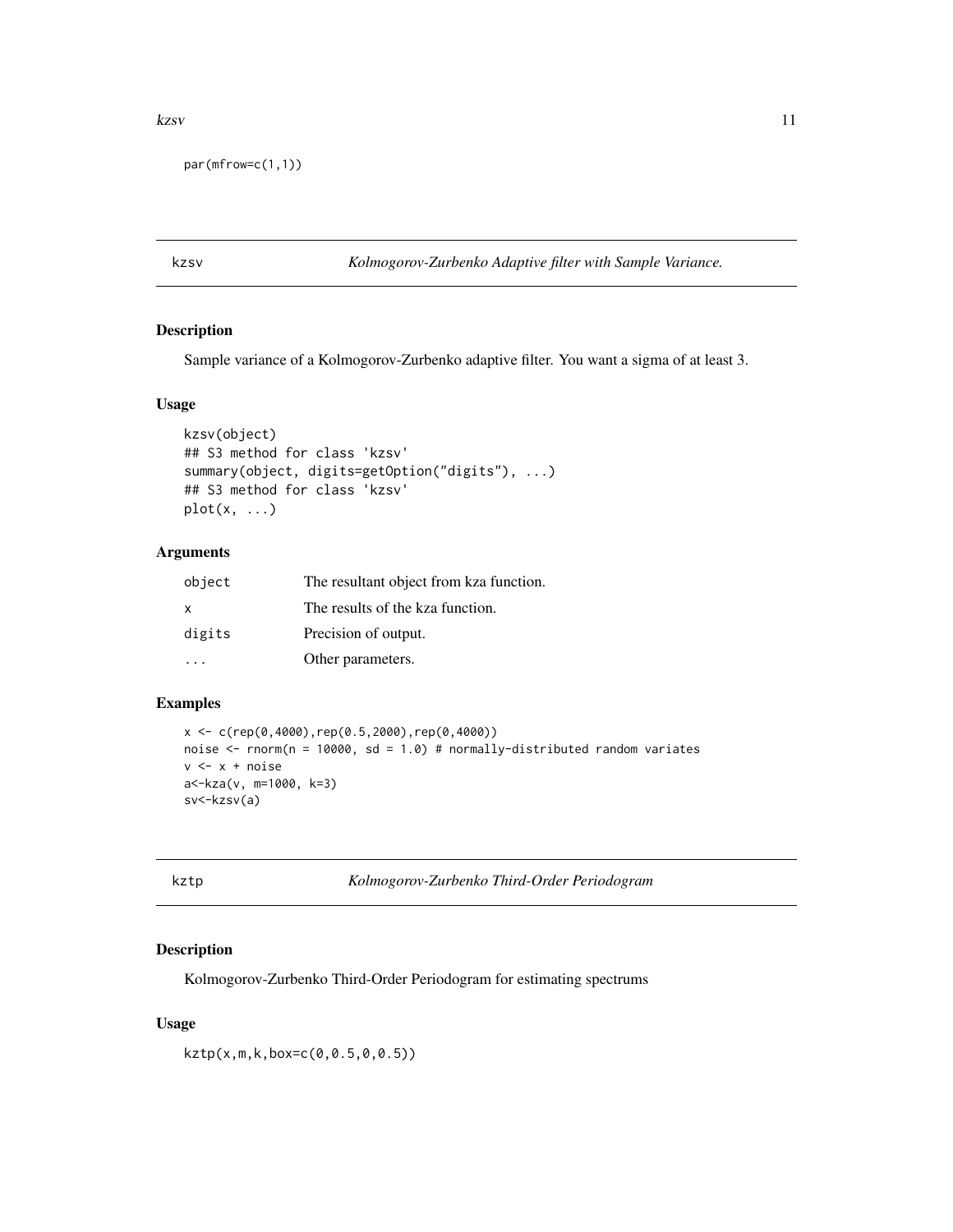```
par(mfrow=c(1,1))
```

## kzsv — *Kolmogorov-Zurbenko Adaptive filter with Sample Variance.*

### Description

Sample variance of a Kolmogorov-Zurbenko adaptive filter. You want a sigma of at least 3.

### Usage

```
kzsv(object)
## S3 method for class 'kzsv'
summary(object, digits=getOption("digits"), ...)
## S3 method for class 'kzsv'
plot(x, ...)
```

### Arguments

| | |
|---|---|
| `object` | The resultant object from kza function. |
| `x` | The results of the kza function. |
| `digits` | Precision of output. |
| `...` | Other parameters. |

### Examples

```
x <- c(rep(0,4000),rep(0.5,2000),rep(0,4000))
noise <- rnorm(n = 10000, sd = 1.0) # normally-distributed random variates
v <- x + noise
a<-kza(v, m=1000, k=3)
sv<-kzsv(a)
```

## kztp — *Kolmogorov-Zurbenko Third-Order Periodogram*

### Description

Kolmogorov-Zurbenko Third-Order Periodogram for estimating spectrums

### Usage

```
kztp(x,m,k,box=c(0,0.5,0,0.5))
```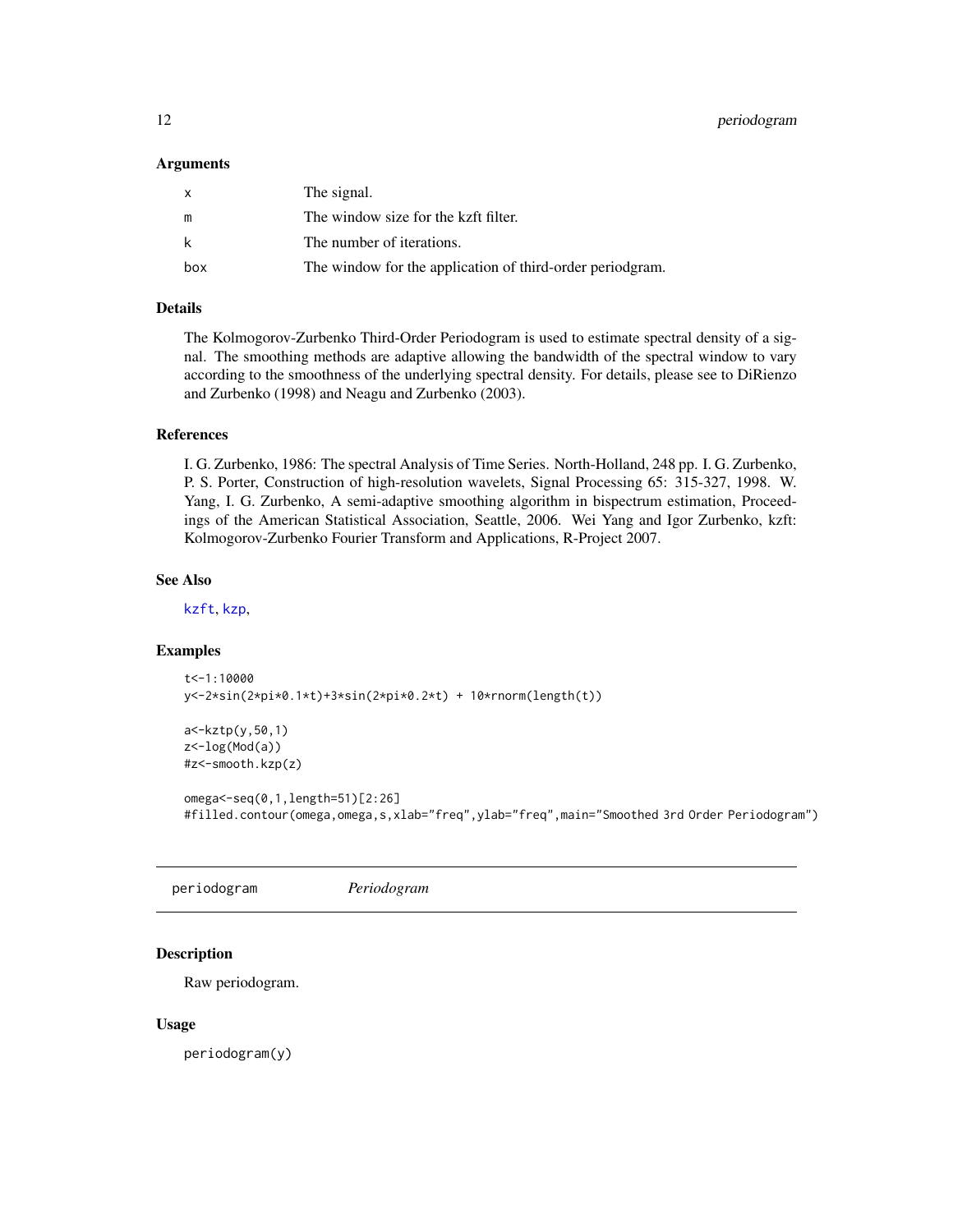### Arguments

| | |
|---|---|
| x | The signal. |
| m | The window size for the kzft filter. |
| k | The number of iterations. |
| box | The window for the application of third-order periodgram. |

### Details

The Kolmogorov-Zurbenko Third-Order Periodogram is used to estimate spectral density of a signal. The smoothing methods are adaptive allowing the bandwidth of the spectral window to vary according to the smoothness of the underlying spectral density. For details, please see to DiRienzo and Zurbenko (1998) and Neagu and Zurbenko (2003).

### References

I. G. Zurbenko, 1986: The spectral Analysis of Time Series. North-Holland, 248 pp. I. G. Zurbenko, P. S. Porter, Construction of high-resolution wavelets, Signal Processing 65: 315-327, 1998. W. Yang, I. G. Zurbenko, A semi-adaptive smoothing algorithm in bispectrum estimation, Proceedings of the American Statistical Association, Seattle, 2006. Wei Yang and Igor Zurbenko, kzft: Kolmogorov-Zurbenko Fourier Transform and Applications, R-Project 2007.

### See Also

kzft, kzp,

### Examples

```
t<-1:10000
y<-2*sin(2*pi*0.1*t)+3*sin(2*pi*0.2*t) + 10*rnorm(length(t))

a<-kztp(y,50,1)
z<-log(Mod(a))
#z<-smooth.kzp(z)

omega<-seq(0,1,length=51)[2:26]
#filled.contour(omega,omega,s,xlab="freq",ylab="freq",main="Smoothed 3rd Order Periodogram")
```

---

## periodogram *Periodogram*

### Description

Raw periodogram.

### Usage

```
periodogram(y)
```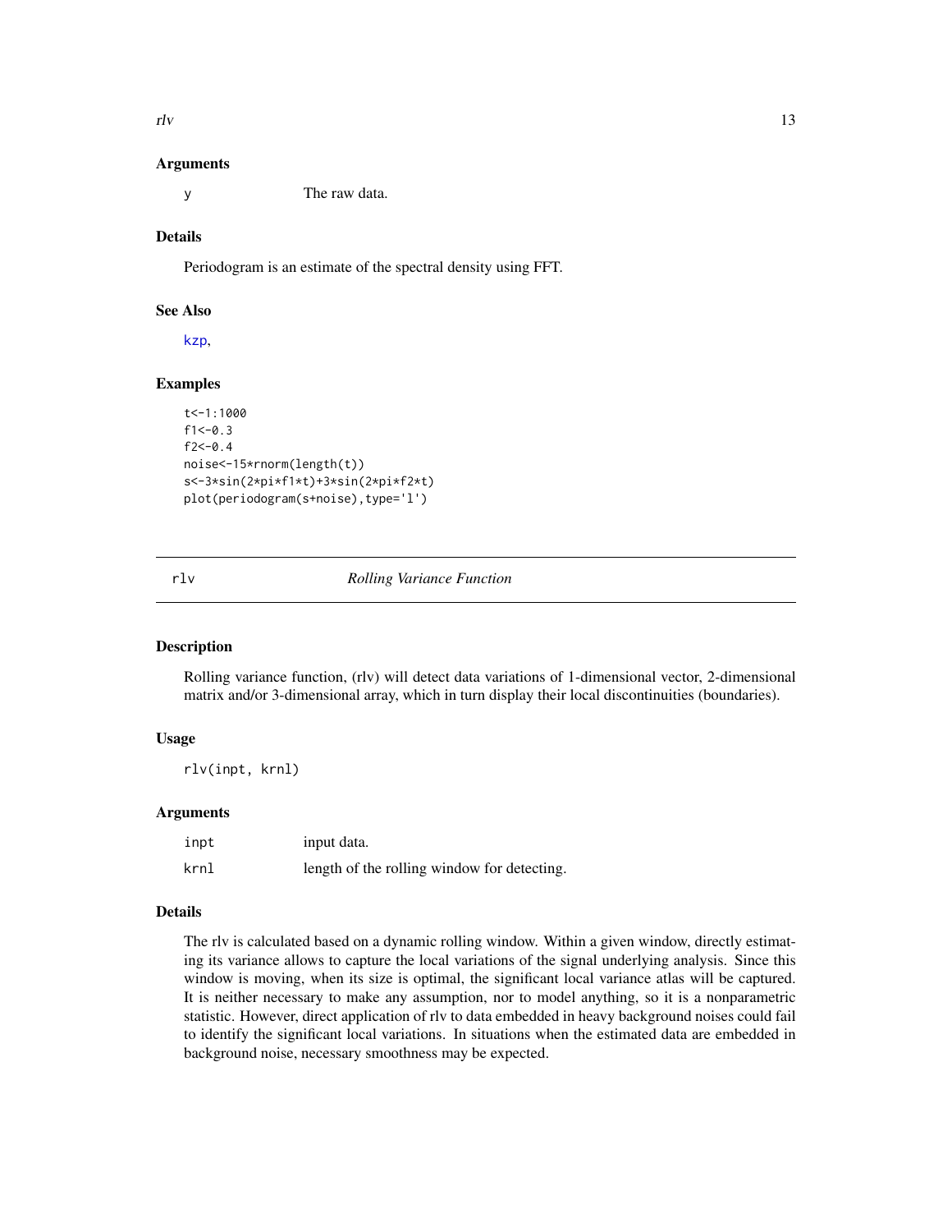### Arguments

| | |
|---|---|
| y | The raw data. |

### Details

Periodogram is an estimate of the spectral density using FFT.

### See Also

kzp,

### Examples

```
t<-1:1000
f1<-0.3
f2<-0.4
noise<-15*rnorm(length(t))
s<-3*sin(2*pi*f1*t)+3*sin(2*pi*f2*t)
plot(periodogram(s+noise),type='l')
```

---

## rlv *Rolling Variance Function*

### Description

Rolling variance function, (rlv) will detect data variations of 1-dimensional vector, 2-dimensional matrix and/or 3-dimensional array, which in turn display their local discontinuities (boundaries).

### Usage

```
rlv(inpt, krnl)
```

### Arguments

| | |
|---|---|
| inpt | input data. |
| krnl | length of the rolling window for detecting. |

### Details

The rlv is calculated based on a dynamic rolling window. Within a given window, directly estimating its variance allows to capture the local variations of the signal underlying analysis. Since this window is moving, when its size is optimal, the significant local variance atlas will be captured. It is neither necessary to make any assumption, nor to model anything, so it is a nonparametric statistic. However, direct application of rlv to data embedded in heavy background noises could fail to identify the significant local variations. In situations when the estimated data are embedded in background noise, necessary smoothness may be expected.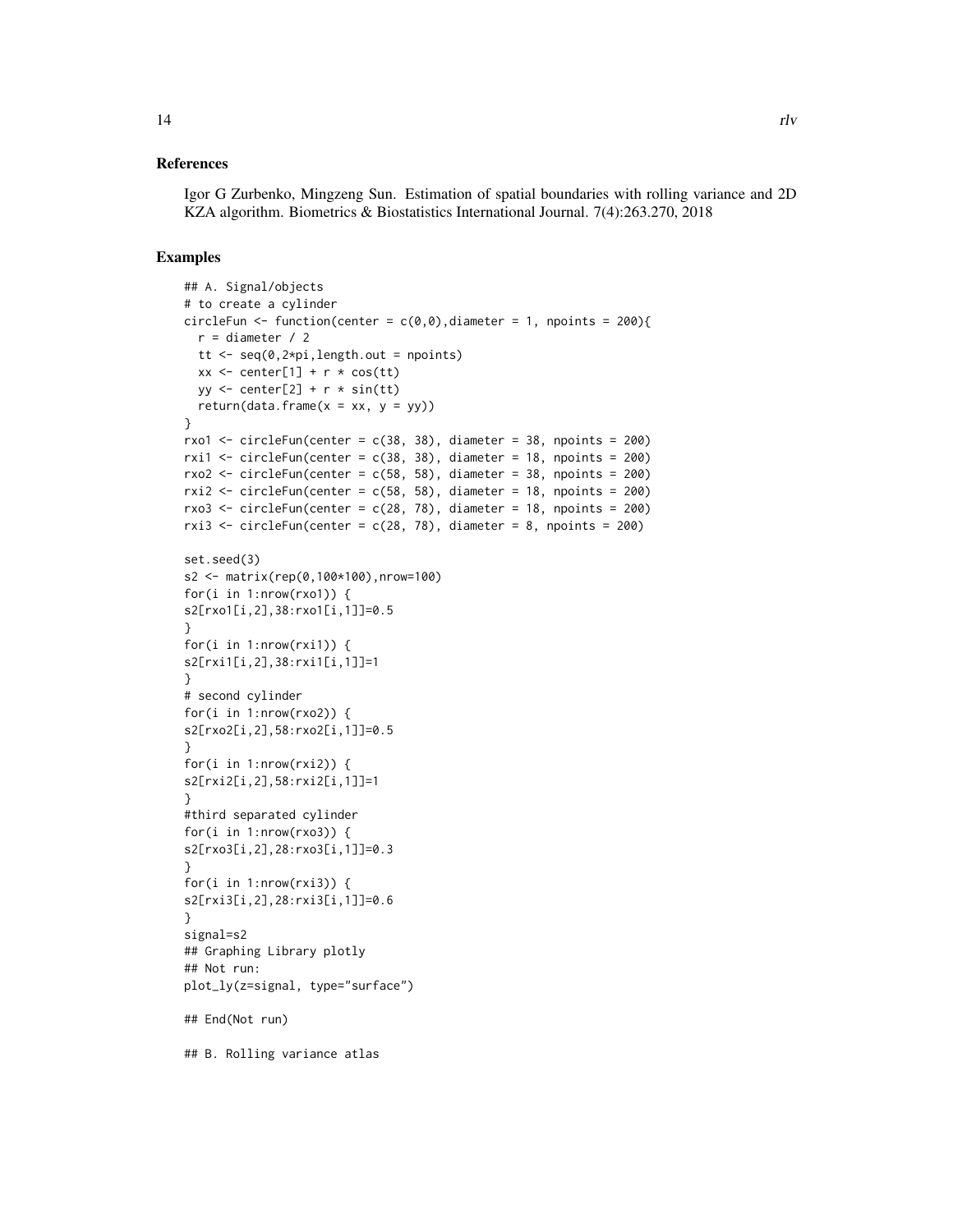## References

Igor G Zurbenko, Mingzeng Sun. Estimation of spatial boundaries with rolling variance and 2D KZA algorithm. Biometrics & Biostatistics International Journal. 7(4):263.270, 2018

## Examples

```
## A. Signal/objects
# to create a cylinder
circleFun <- function(center = c(0,0),diameter = 1, npoints = 200){
  r = diameter / 2
  tt <- seq(0,2*pi,length.out = npoints)
  xx <- center[1] + r * cos(tt)
  yy <- center[2] + r * sin(tt)
  return(data.frame(x = xx, y = yy))
}
rxo1 <- circleFun(center = c(38, 38), diameter = 38, npoints = 200)
rxi1 <- circleFun(center = c(38, 38), diameter = 18, npoints = 200)
rxo2 <- circleFun(center = c(58, 58), diameter = 38, npoints = 200)
rxi2 <- circleFun(center = c(58, 58), diameter = 18, npoints = 200)
rxo3 <- circleFun(center = c(28, 78), diameter = 18, npoints = 200)
rxi3 <- circleFun(center = c(28, 78), diameter = 8, npoints = 200)

set.seed(3)
s2 <- matrix(rep(0,100*100),nrow=100)
for(i in 1:nrow(rxo1)) {
s2[rxo1[i,2],38:rxo1[i,1]]=0.5
}
for(i in 1:nrow(rxi1)) {
s2[rxi1[i,2],38:rxi1[i,1]]=1
}
# second cylinder
for(i in 1:nrow(rxo2)) {
s2[rxo2[i,2],58:rxo2[i,1]]=0.5
}
for(i in 1:nrow(rxi2)) {
s2[rxi2[i,2],58:rxi2[i,1]]=1
}
#third separated cylinder
for(i in 1:nrow(rxo3)) {
s2[rxo3[i,2],28:rxo3[i,1]]=0.3
}
for(i in 1:nrow(rxi3)) {
s2[rxi3[i,2],28:rxi3[i,1]]=0.6
}
signal=s2
## Graphing Library plotly
## Not run:
plot_ly(z=signal, type="surface")

## End(Not run)

## B. Rolling variance atlas
```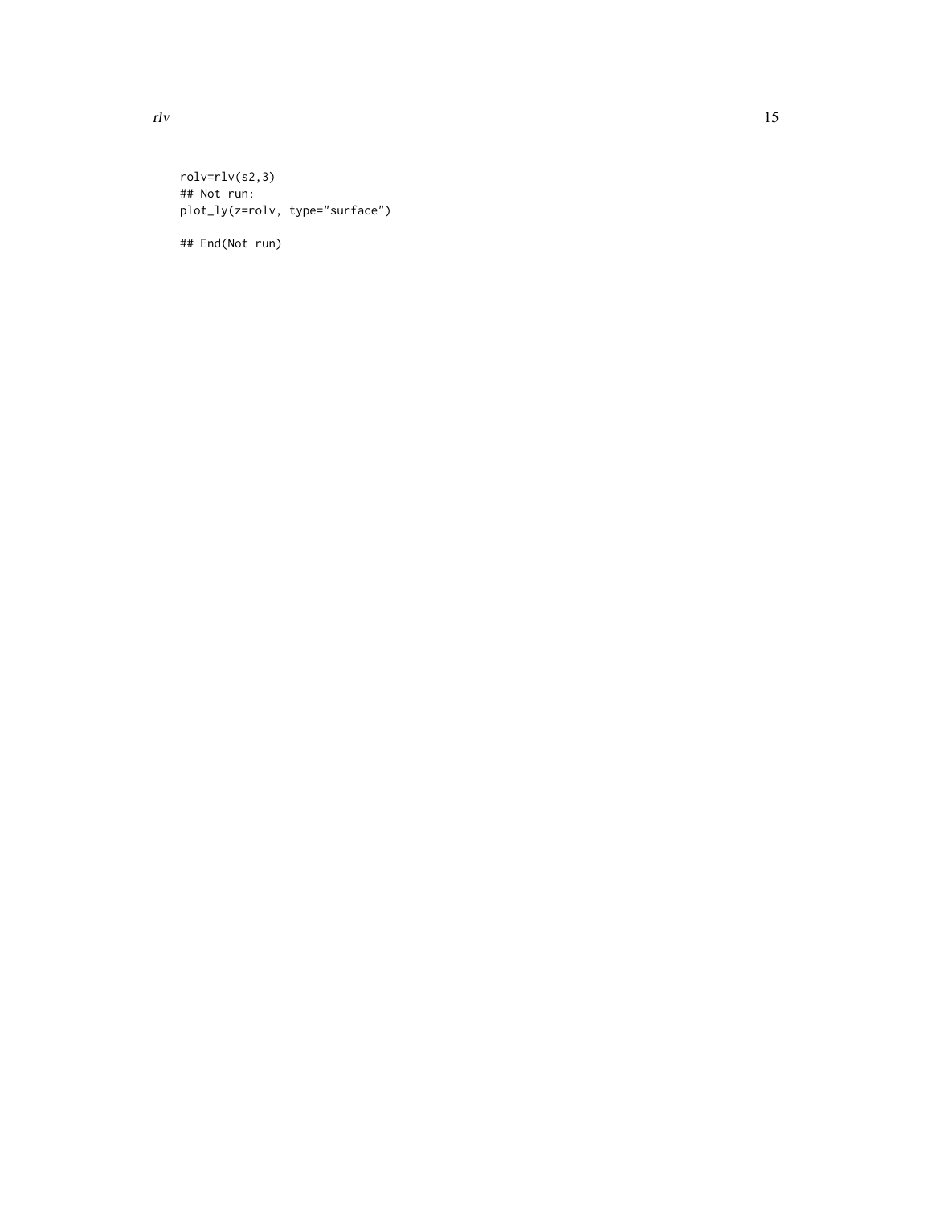```
rolv=rlv(s2,3)
## Not run:
plot_ly(z=rolv, type="surface")

## End(Not run)
```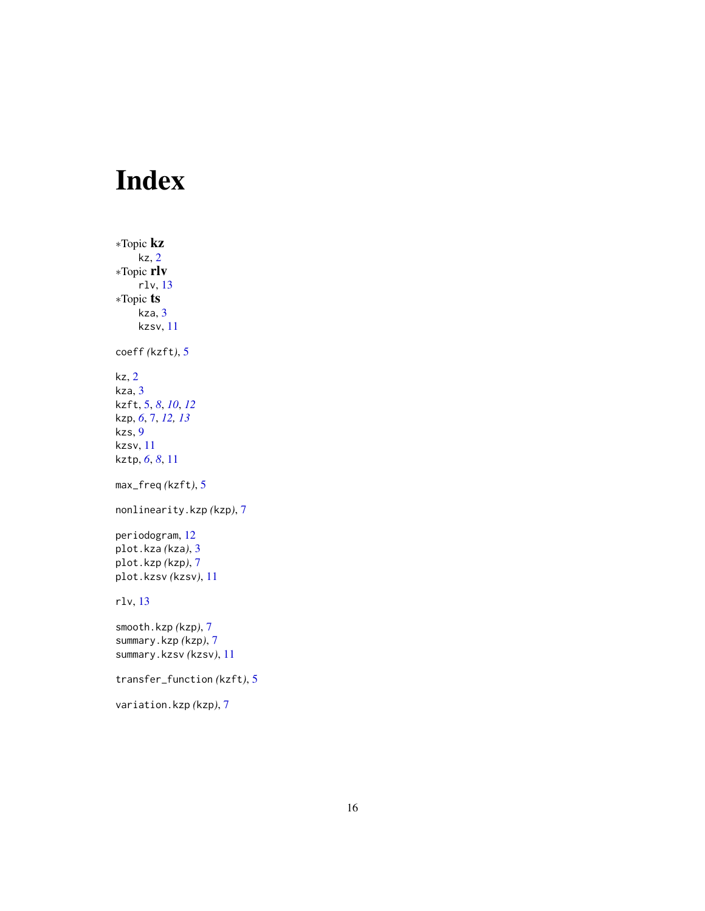# Index

*Topic **kz**
  kz, 2
*Topic **rlv**
  rlv, 13
*Topic **ts**
  kza, 3
  kzsv, 11

coeff *(*kzft*)*, 5

kz, 2
kza, 3
kzft, 5, *8*, *10*, *12*
kzp, *6*, 7, *12, 13*
kzs, 9
kzsv, 11
kztp, *6*, *8*, 11

max_freq *(*kzft*)*, 5

nonlinearity.kzp *(*kzp*)*, 7

periodogram, 12
plot.kza *(*kza*)*, 3
plot.kzp *(*kzp*)*, 7
plot.kzsv *(*kzsv*)*, 11

rlv, 13

smooth.kzp *(*kzp*)*, 7
summary.kzp *(*kzp*)*, 7
summary.kzsv *(*kzsv*)*, 11

transfer_function *(*kzft*)*, 5

variation.kzp *(*kzp*)*, 7